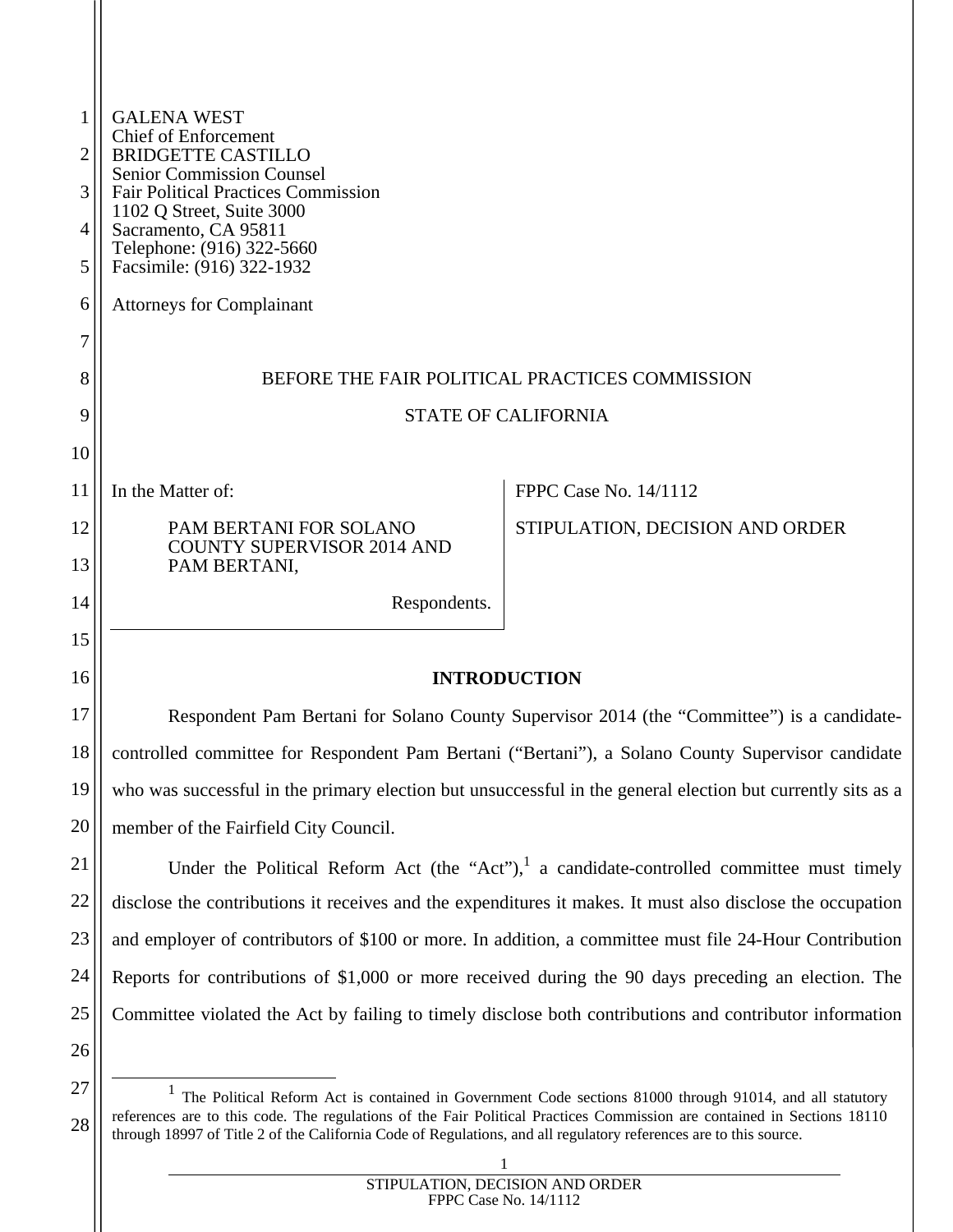GALENA WEST
Chief of Enforcement
BRIDGETTE CASTILLO
Senior Commission Counsel
Fair Political Practices Commission
1102 Q Street, Suite 3000
Sacramento, CA 95811
Telephone: (916) 322-5660
Facsimile: (916) 322-1932

Attorneys for Complainant

BEFORE THE FAIR POLITICAL PRACTICES COMMISSION

STATE OF CALIFORNIA

In the Matter of:

PAM BERTANI FOR SOLANO COUNTY SUPERVISOR 2014 AND PAM BERTANI,

Respondents.

FPPC Case No. 14/1112

STIPULATION, DECISION AND ORDER

## INTRODUCTION

Respondent Pam Bertani for Solano County Supervisor 2014 (the "Committee") is a candidate-controlled committee for Respondent Pam Bertani ("Bertani"), a Solano County Supervisor candidate who was successful in the primary election but unsuccessful in the general election but currently sits as a member of the Fairfield City Council.

Under the Political Reform Act (the "Act"),[1] a candidate-controlled committee must timely disclose the contributions it receives and the expenditures it makes. It must also disclose the occupation and employer of contributors of $100 or more. In addition, a committee must file 24-Hour Contribution Reports for contributions of $1,000 or more received during the 90 days preceding an election. The Committee violated the Act by failing to timely disclose both contributions and contributor information

[1] The Political Reform Act is contained in Government Code sections 81000 through 91014, and all statutory references are to this code. The regulations of the Fair Political Practices Commission are contained in Sections 18110 through 18997 of Title 2 of the California Code of Regulations, and all regulatory references are to this source.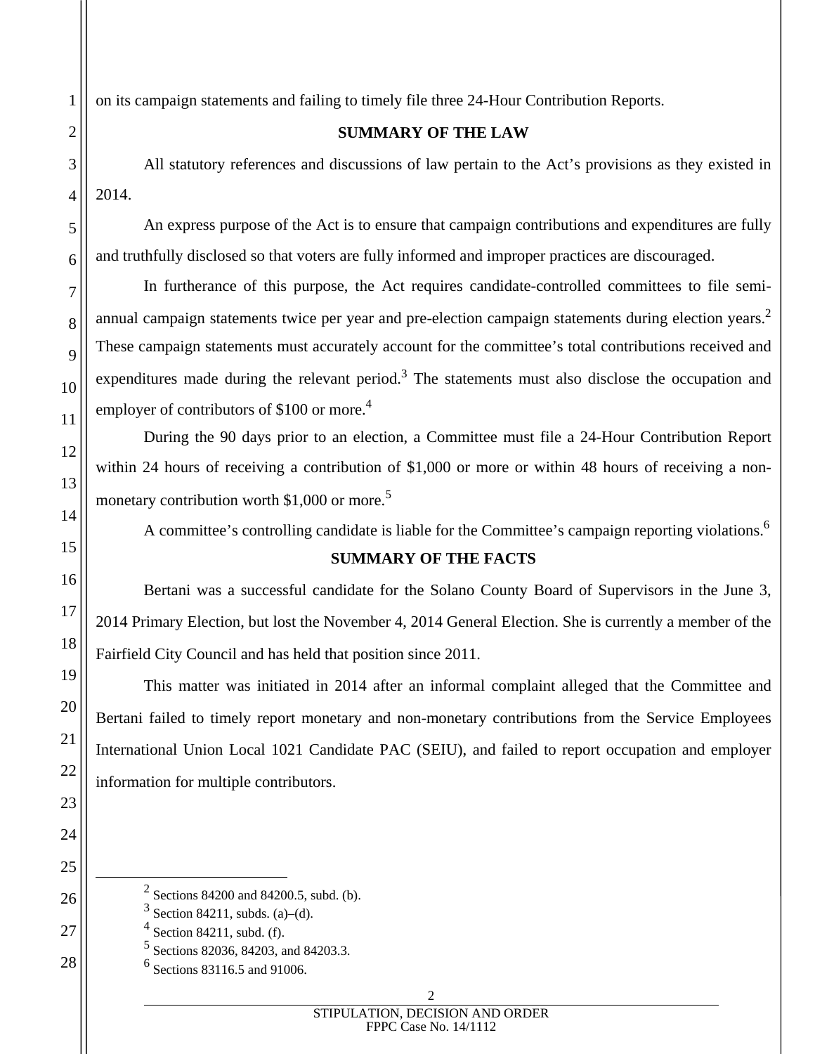on its campaign statements and failing to timely file three 24-Hour Contribution Reports.

## SUMMARY OF THE LAW

All statutory references and discussions of law pertain to the Act's provisions as they existed in 2014.

An express purpose of the Act is to ensure that campaign contributions and expenditures are fully and truthfully disclosed so that voters are fully informed and improper practices are discouraged.

In furtherance of this purpose, the Act requires candidate-controlled committees to file semi-annual campaign statements twice per year and pre-election campaign statements during election years.[2] These campaign statements must accurately account for the committee's total contributions received and expenditures made during the relevant period.[3] The statements must also disclose the occupation and employer of contributors of $100 or more.[4]

During the 90 days prior to an election, a Committee must file a 24-Hour Contribution Report within 24 hours of receiving a contribution of $1,000 or more or within 48 hours of receiving a non-monetary contribution worth $1,000 or more.[5]

A committee's controlling candidate is liable for the Committee's campaign reporting violations.[6]

## SUMMARY OF THE FACTS

Bertani was a successful candidate for the Solano County Board of Supervisors in the June 3, 2014 Primary Election, but lost the November 4, 2014 General Election. She is currently a member of the Fairfield City Council and has held that position since 2011.

This matter was initiated in 2014 after an informal complaint alleged that the Committee and Bertani failed to timely report monetary and non-monetary contributions from the Service Employees International Union Local 1021 Candidate PAC (SEIU), and failed to report occupation and employer information for multiple contributors.

---

[2] Sections 84200 and 84200.5, subd. (b).

[3] Section 84211, subds. (a)–(d).

[4] Section 84211, subd. (f).

[5] Sections 82036, 84203, and 84203.3.

[6] Sections 83116.5 and 91006.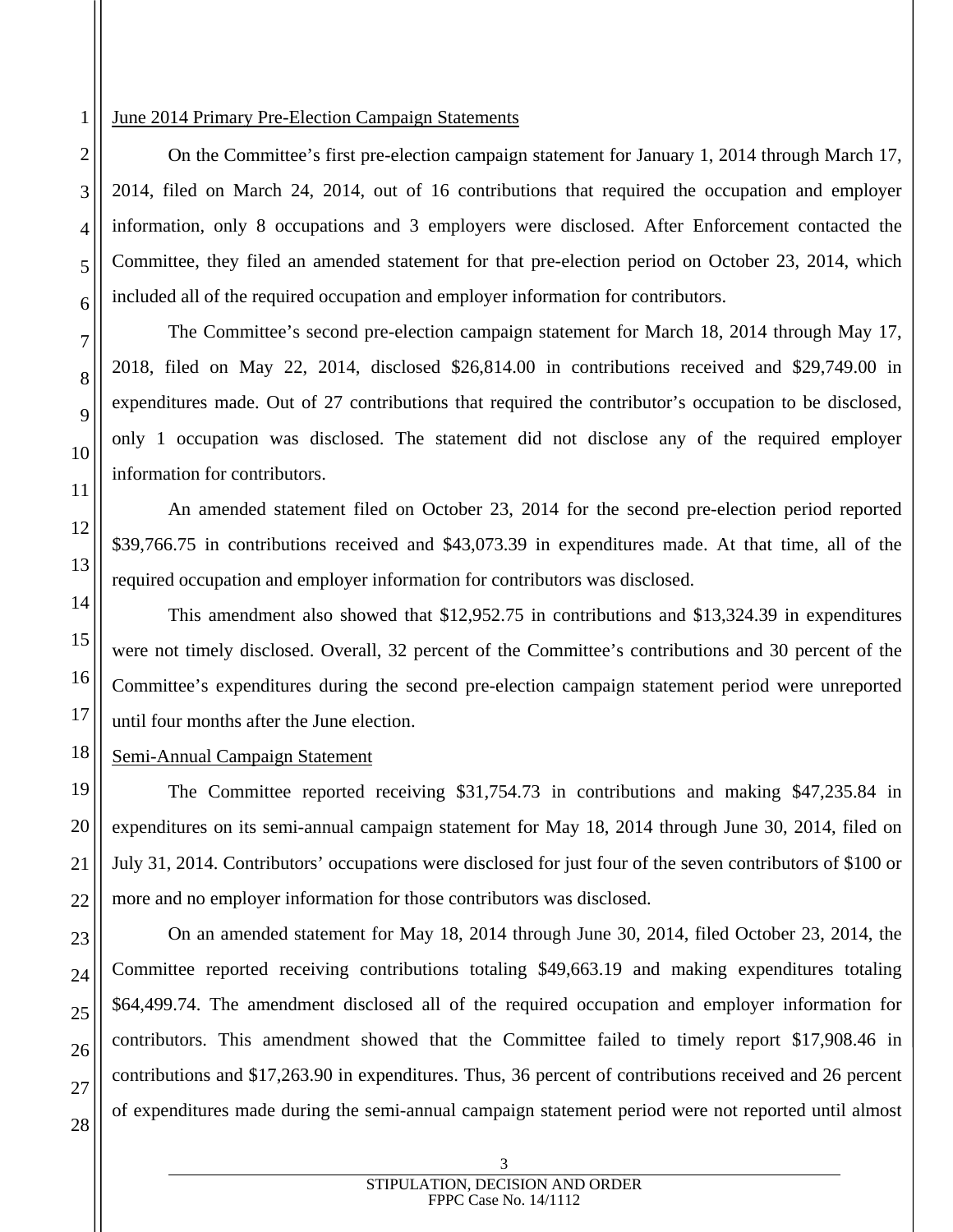June 2014 Primary Pre-Election Campaign Statements

On the Committee's first pre-election campaign statement for January 1, 2014 through March 17, 2014, filed on March 24, 2014, out of 16 contributions that required the occupation and employer information, only 8 occupations and 3 employers were disclosed. After Enforcement contacted the Committee, they filed an amended statement for that pre-election period on October 23, 2014, which included all of the required occupation and employer information for contributors.

The Committee's second pre-election campaign statement for March 18, 2014 through May 17, 2018, filed on May 22, 2014, disclosed $26,814.00 in contributions received and $29,749.00 in expenditures made. Out of 27 contributions that required the contributor's occupation to be disclosed, only 1 occupation was disclosed. The statement did not disclose any of the required employer information for contributors.

An amended statement filed on October 23, 2014 for the second pre-election period reported $39,766.75 in contributions received and $43,073.39 in expenditures made. At that time, all of the required occupation and employer information for contributors was disclosed.

This amendment also showed that $12,952.75 in contributions and $13,324.39 in expenditures were not timely disclosed. Overall, 32 percent of the Committee's contributions and 30 percent of the Committee's expenditures during the second pre-election campaign statement period were unreported until four months after the June election.

Semi-Annual Campaign Statement

The Committee reported receiving $31,754.73 in contributions and making $47,235.84 in expenditures on its semi-annual campaign statement for May 18, 2014 through June 30, 2014, filed on July 31, 2014. Contributors' occupations were disclosed for just four of the seven contributors of $100 or more and no employer information for those contributors was disclosed.

On an amended statement for May 18, 2014 through June 30, 2014, filed October 23, 2014, the Committee reported receiving contributions totaling $49,663.19 and making expenditures totaling $64,499.74. The amendment disclosed all of the required occupation and employer information for contributors. This amendment showed that the Committee failed to timely report $17,908.46 in contributions and $17,263.90 in expenditures. Thus, 36 percent of contributions received and 26 percent of expenditures made during the semi-annual campaign statement period were not reported until almost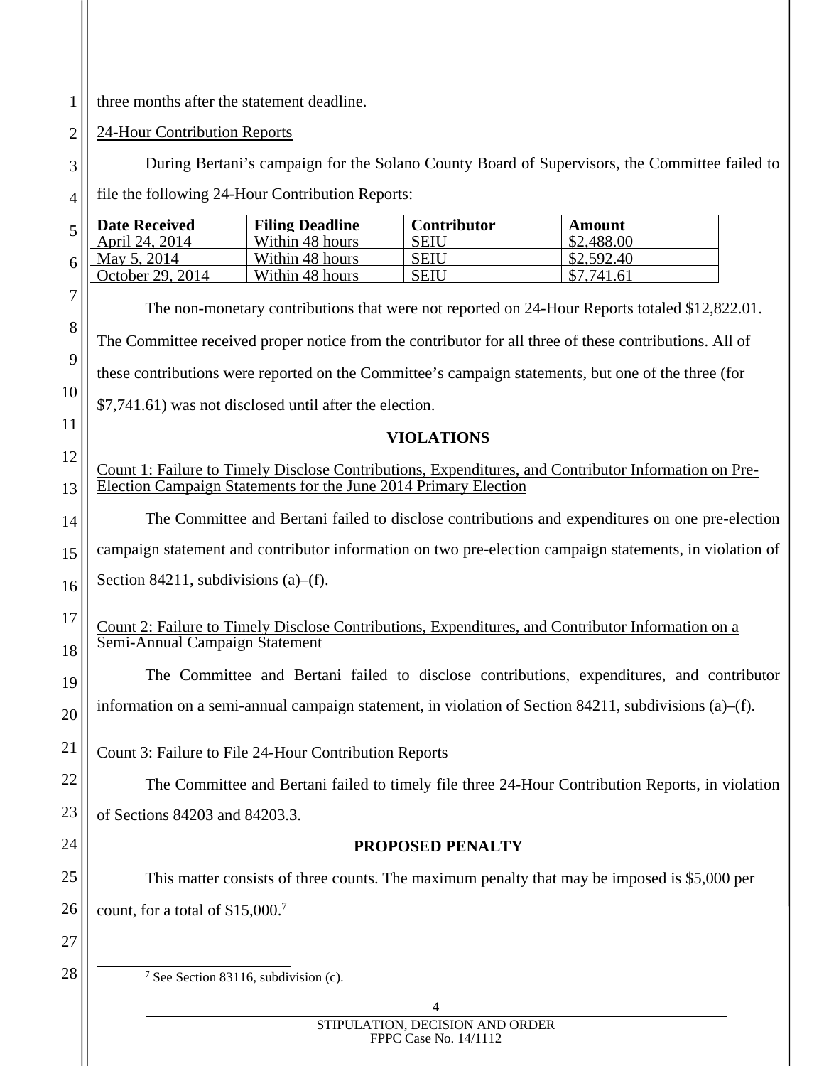three months after the statement deadline.

24-Hour Contribution Reports

During Bertani's campaign for the Solano County Board of Supervisors, the Committee failed to file the following 24-Hour Contribution Reports:

| Date Received | Filing Deadline | Contributor | Amount |
|---|---|---|---|
| April 24, 2014 | Within 48 hours | SEIU | $2,488.00 |
| May 5, 2014 | Within 48 hours | SEIU | $2,592.40 |
| October 29, 2014 | Within 48 hours | SEIU | $7,741.61 |

The non-monetary contributions that were not reported on 24-Hour Reports totaled $12,822.01. The Committee received proper notice from the contributor for all three of these contributions. All of these contributions were reported on the Committee's campaign statements, but one of the three (for $7,741.61) was not disclosed until after the election.

## VIOLATIONS

Count 1: Failure to Timely Disclose Contributions, Expenditures, and Contributor Information on Pre-Election Campaign Statements for the June 2014 Primary Election

The Committee and Bertani failed to disclose contributions and expenditures on one pre-election campaign statement and contributor information on two pre-election campaign statements, in violation of Section 84211, subdivisions (a)–(f).

Count 2: Failure to Timely Disclose Contributions, Expenditures, and Contributor Information on a Semi-Annual Campaign Statement

The Committee and Bertani failed to disclose contributions, expenditures, and contributor information on a semi-annual campaign statement, in violation of Section 84211, subdivisions (a)–(f).

Count 3: Failure to File 24-Hour Contribution Reports

The Committee and Bertani failed to timely file three 24-Hour Contribution Reports, in violation of Sections 84203 and 84203.3.

## PROPOSED PENALTY

This matter consists of three counts. The maximum penalty that may be imposed is $5,000 per count, for a total of $15,000.[7]

[7] See Section 83116, subdivision (c).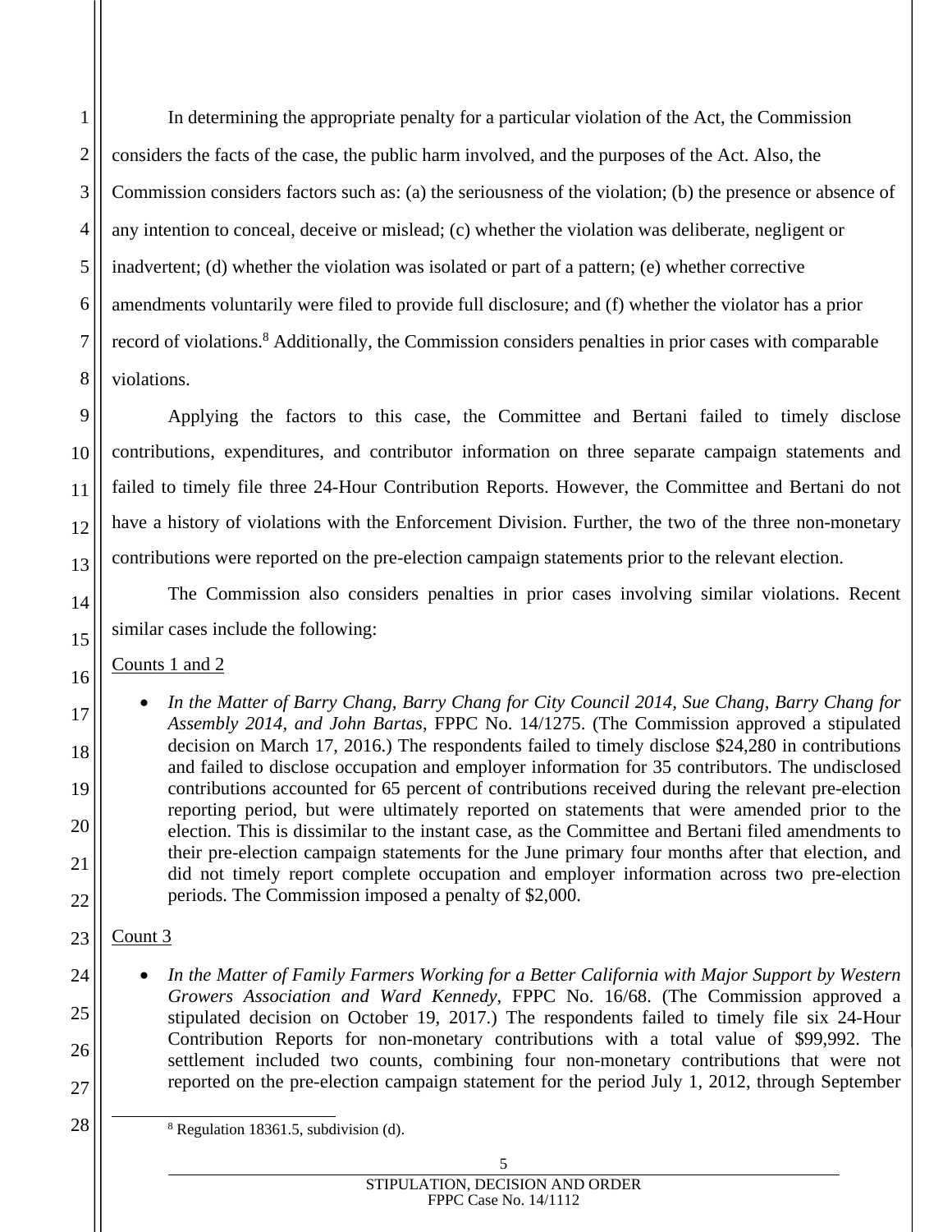In determining the appropriate penalty for a particular violation of the Act, the Commission considers the facts of the case, the public harm involved, and the purposes of the Act. Also, the Commission considers factors such as: (a) the seriousness of the violation; (b) the presence or absence of any intention to conceal, deceive or mislead; (c) whether the violation was deliberate, negligent or inadvertent; (d) whether the violation was isolated or part of a pattern; (e) whether corrective amendments voluntarily were filed to provide full disclosure; and (f) whether the violator has a prior record of violations.[8] Additionally, the Commission considers penalties in prior cases with comparable violations.

Applying the factors to this case, the Committee and Bertani failed to timely disclose contributions, expenditures, and contributor information on three separate campaign statements and failed to timely file three 24-Hour Contribution Reports. However, the Committee and Bertani do not have a history of violations with the Enforcement Division. Further, the two of the three non-monetary contributions were reported on the pre-election campaign statements prior to the relevant election.

The Commission also considers penalties in prior cases involving similar violations. Recent similar cases include the following:

Counts 1 and 2

- *In the Matter of Barry Chang, Barry Chang for City Council 2014, Sue Chang, Barry Chang for Assembly 2014, and John Bartas*, FPPC No. 14/1275. (The Commission approved a stipulated decision on March 17, 2016.) The respondents failed to timely disclose $24,280 in contributions and failed to disclose occupation and employer information for 35 contributors. The undisclosed contributions accounted for 65 percent of contributions received during the relevant pre-election reporting period, but were ultimately reported on statements that were amended prior to the election. This is dissimilar to the instant case, as the Committee and Bertani filed amendments to their pre-election campaign statements for the June primary four months after that election, and did not timely report complete occupation and employer information across two pre-election periods. The Commission imposed a penalty of $2,000.

Count 3

- *In the Matter of Family Farmers Working for a Better California with Major Support by Western Growers Association and Ward Kennedy*, FPPC No. 16/68. (The Commission approved a stipulated decision on October 19, 2017.) The respondents failed to timely file six 24-Hour Contribution Reports for non-monetary contributions with a total value of $99,992. The settlement included two counts, combining four non-monetary contributions that were not reported on the pre-election campaign statement for the period July 1, 2012, through September

[8] Regulation 18361.5, subdivision (d).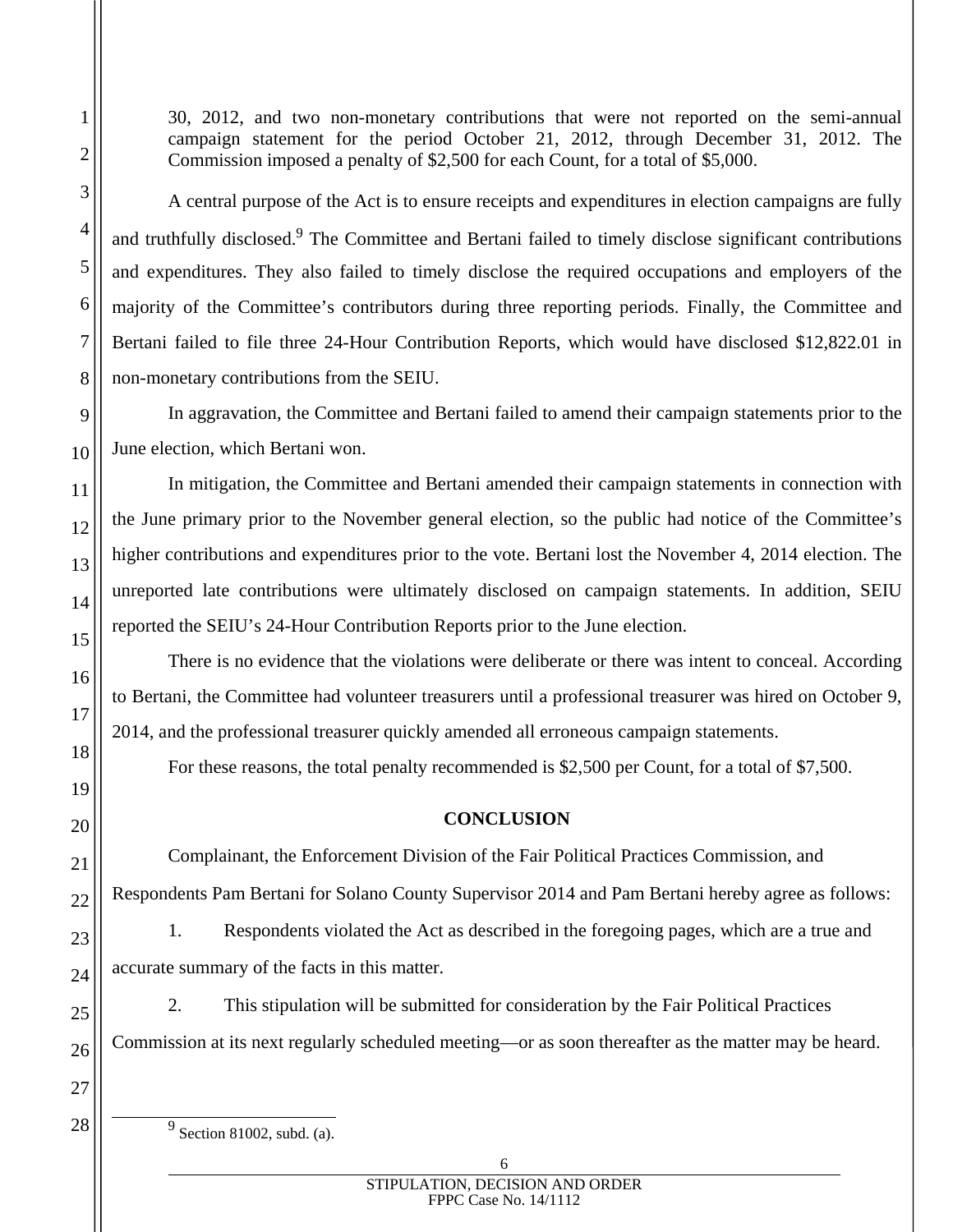30, 2012, and two non-monetary contributions that were not reported on the semi-annual campaign statement for the period October 21, 2012, through December 31, 2012. The Commission imposed a penalty of $2,500 for each Count, for a total of $5,000.

A central purpose of the Act is to ensure receipts and expenditures in election campaigns are fully and truthfully disclosed.[9] The Committee and Bertani failed to timely disclose significant contributions and expenditures. They also failed to timely disclose the required occupations and employers of the majority of the Committee's contributors during three reporting periods. Finally, the Committee and Bertani failed to file three 24-Hour Contribution Reports, which would have disclosed $12,822.01 in non-monetary contributions from the SEIU.

In aggravation, the Committee and Bertani failed to amend their campaign statements prior to the June election, which Bertani won.

In mitigation, the Committee and Bertani amended their campaign statements in connection with the June primary prior to the November general election, so the public had notice of the Committee's higher contributions and expenditures prior to the vote. Bertani lost the November 4, 2014 election. The unreported late contributions were ultimately disclosed on campaign statements. In addition, SEIU reported the SEIU's 24-Hour Contribution Reports prior to the June election.

There is no evidence that the violations were deliberate or there was intent to conceal. According to Bertani, the Committee had volunteer treasurers until a professional treasurer was hired on October 9, 2014, and the professional treasurer quickly amended all erroneous campaign statements.

For these reasons, the total penalty recommended is $2,500 per Count, for a total of $7,500.

## CONCLUSION

Complainant, the Enforcement Division of the Fair Political Practices Commission, and Respondents Pam Bertani for Solano County Supervisor 2014 and Pam Bertani hereby agree as follows:

1. Respondents violated the Act as described in the foregoing pages, which are a true and accurate summary of the facts in this matter.

2. This stipulation will be submitted for consideration by the Fair Political Practices Commission at its next regularly scheduled meeting—or as soon thereafter as the matter may be heard.

[9] Section 81002, subd. (a).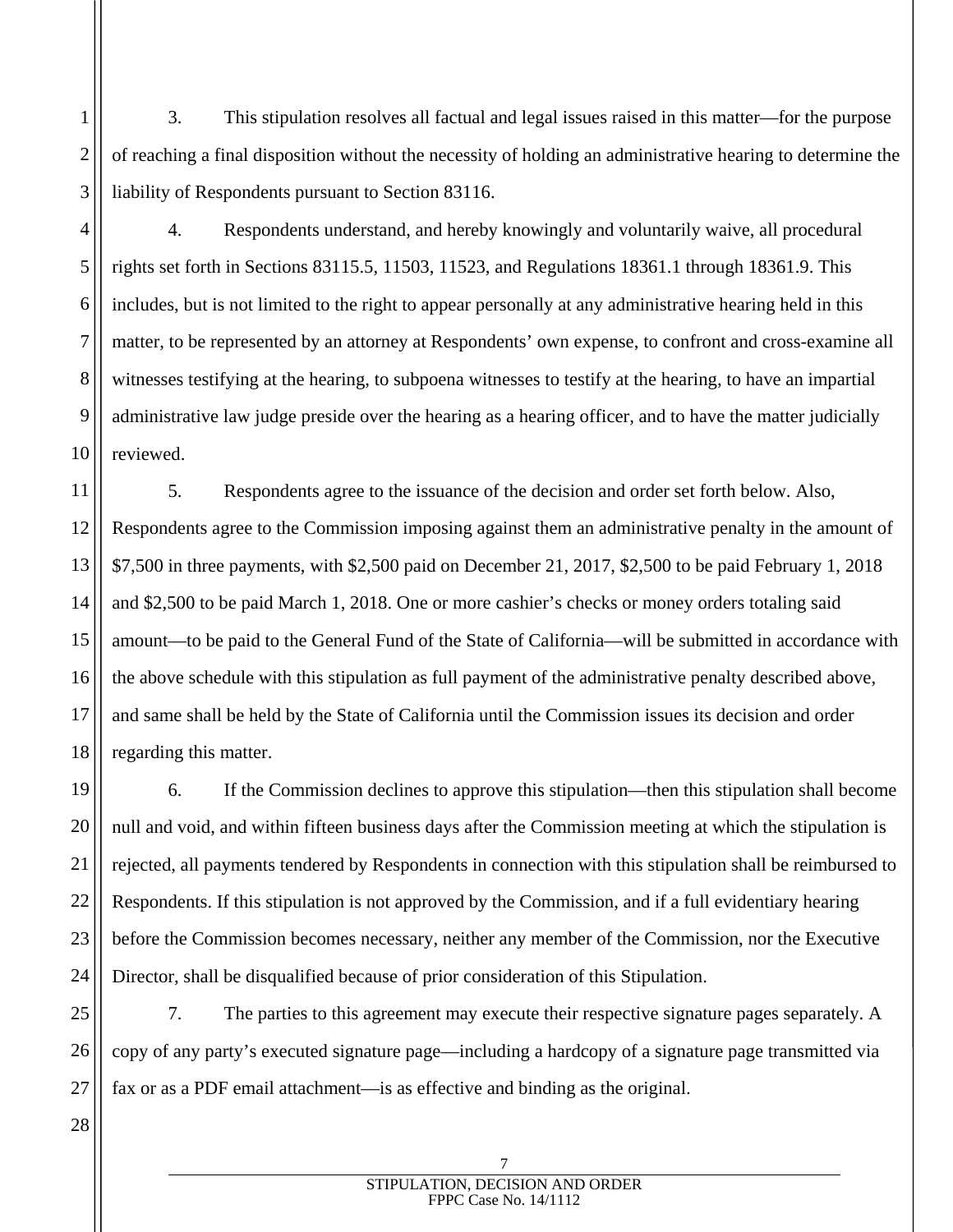3. This stipulation resolves all factual and legal issues raised in this matter—for the purpose of reaching a final disposition without the necessity of holding an administrative hearing to determine the liability of Respondents pursuant to Section 83116.

4. Respondents understand, and hereby knowingly and voluntarily waive, all procedural rights set forth in Sections 83115.5, 11503, 11523, and Regulations 18361.1 through 18361.9. This includes, but is not limited to the right to appear personally at any administrative hearing held in this matter, to be represented by an attorney at Respondents' own expense, to confront and cross-examine all witnesses testifying at the hearing, to subpoena witnesses to testify at the hearing, to have an impartial administrative law judge preside over the hearing as a hearing officer, and to have the matter judicially reviewed.

5. Respondents agree to the issuance of the decision and order set forth below. Also, Respondents agree to the Commission imposing against them an administrative penalty in the amount of $7,500 in three payments, with $2,500 paid on December 21, 2017, $2,500 to be paid February 1, 2018 and $2,500 to be paid March 1, 2018. One or more cashier's checks or money orders totaling said amount—to be paid to the General Fund of the State of California—will be submitted in accordance with the above schedule with this stipulation as full payment of the administrative penalty described above, and same shall be held by the State of California until the Commission issues its decision and order regarding this matter.

6. If the Commission declines to approve this stipulation—then this stipulation shall become null and void, and within fifteen business days after the Commission meeting at which the stipulation is rejected, all payments tendered by Respondents in connection with this stipulation shall be reimbursed to Respondents. If this stipulation is not approved by the Commission, and if a full evidentiary hearing before the Commission becomes necessary, neither any member of the Commission, nor the Executive Director, shall be disqualified because of prior consideration of this Stipulation.

7. The parties to this agreement may execute their respective signature pages separately. A copy of any party's executed signature page—including a hardcopy of a signature page transmitted via fax or as a PDF email attachment—is as effective and binding as the original.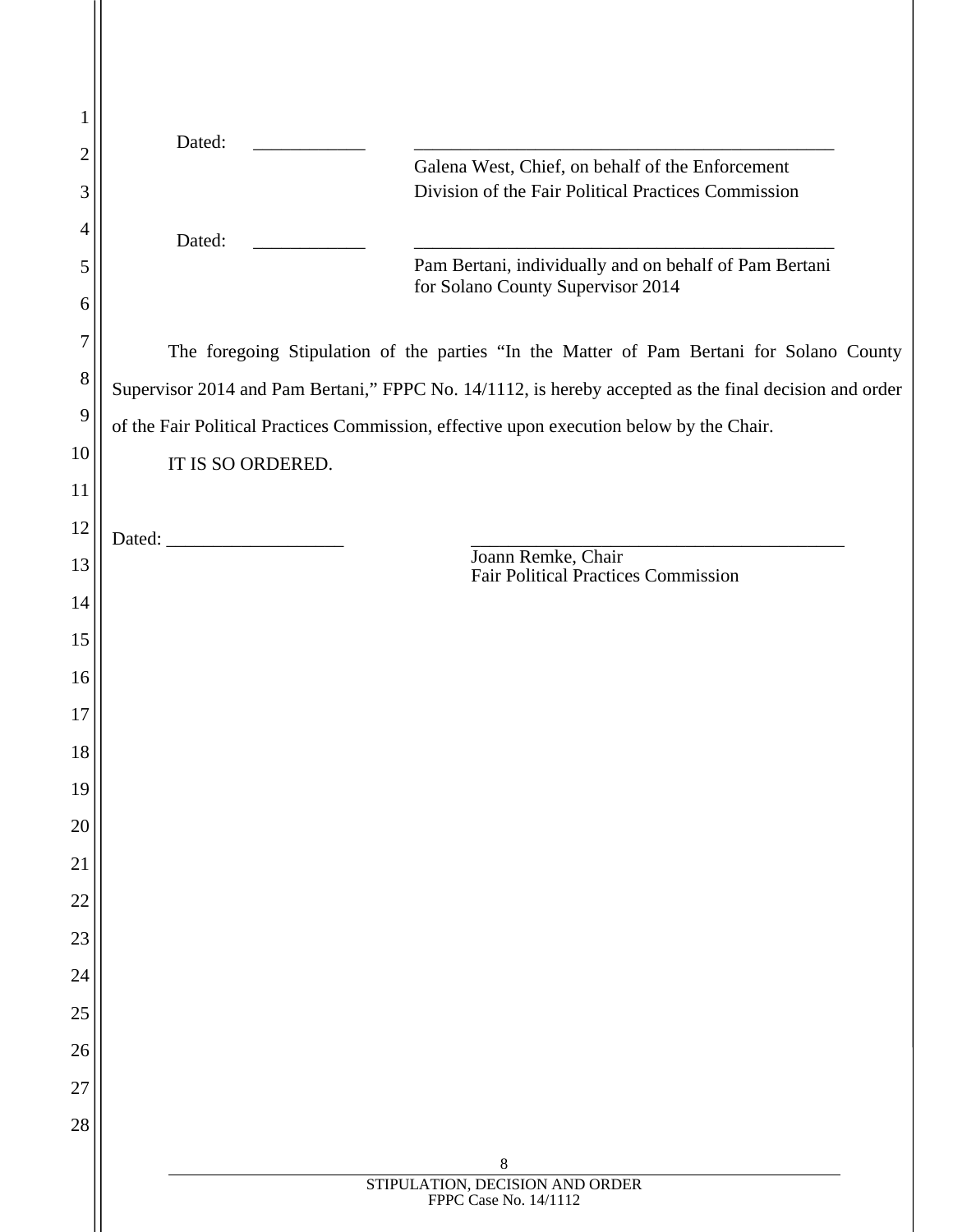Dated: ____________ _____________________________________________
Galena West, Chief, on behalf of the Enforcement Division of the Fair Political Practices Commission

Dated: ____________ _____________________________________________
Pam Bertani, individually and on behalf of Pam Bertani for Solano County Supervisor 2014

The foregoing Stipulation of the parties "In the Matter of Pam Bertani for Solano County Supervisor 2014 and Pam Bertani," FPPC No. 14/1112, is hereby accepted as the final decision and order of the Fair Political Practices Commission, effective upon execution below by the Chair.

IT IS SO ORDERED.

Dated: ___________________ _________________________________________
Joann Remke, Chair
Fair Political Practices Commission